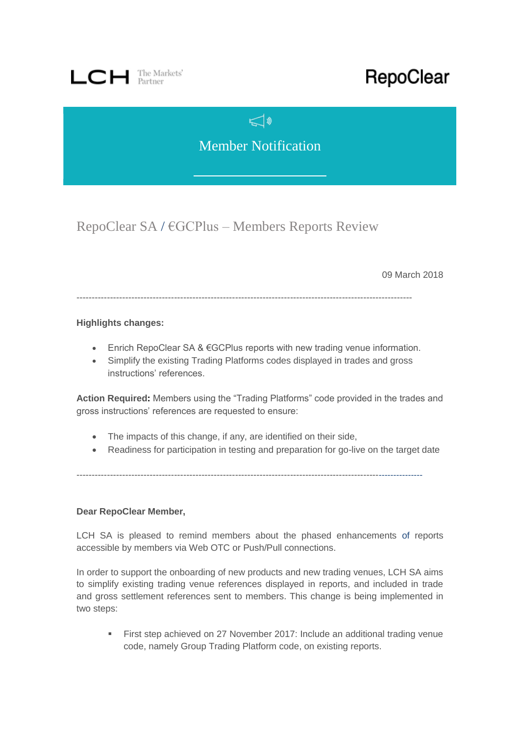LCH The Markets' Partner

RepoClear

# Member Notification

## RepoClear SA / €GCPlus – Members Reports Review

09 March 2018

---

**Highlights changes:**

- Enrich RepoClear SA & €GCPlus reports with new trading venue information.
- Simplify the existing Trading Platforms codes displayed in trades and gross instructions' references.

**Action Required:** Members using the "Trading Platforms" code provided in the trades and gross instructions' references are requested to ensure:

- The impacts of this change, if any, are identified on their side,
- Readiness for participation in testing and preparation for go-live on the target date

---

**Dear RepoClear Member,**

LCH SA is pleased to remind members about the phased enhancements of reports accessible by members via Web OTC or Push/Pull connections.

In order to support the onboarding of new products and new trading venues, LCH SA aims to simplify existing trading venue references displayed in reports, and included in trade and gross settlement references sent to members. This change is being implemented in two steps:

- First step achieved on 27 November 2017: Include an additional trading venue code, namely Group Trading Platform code, on existing reports.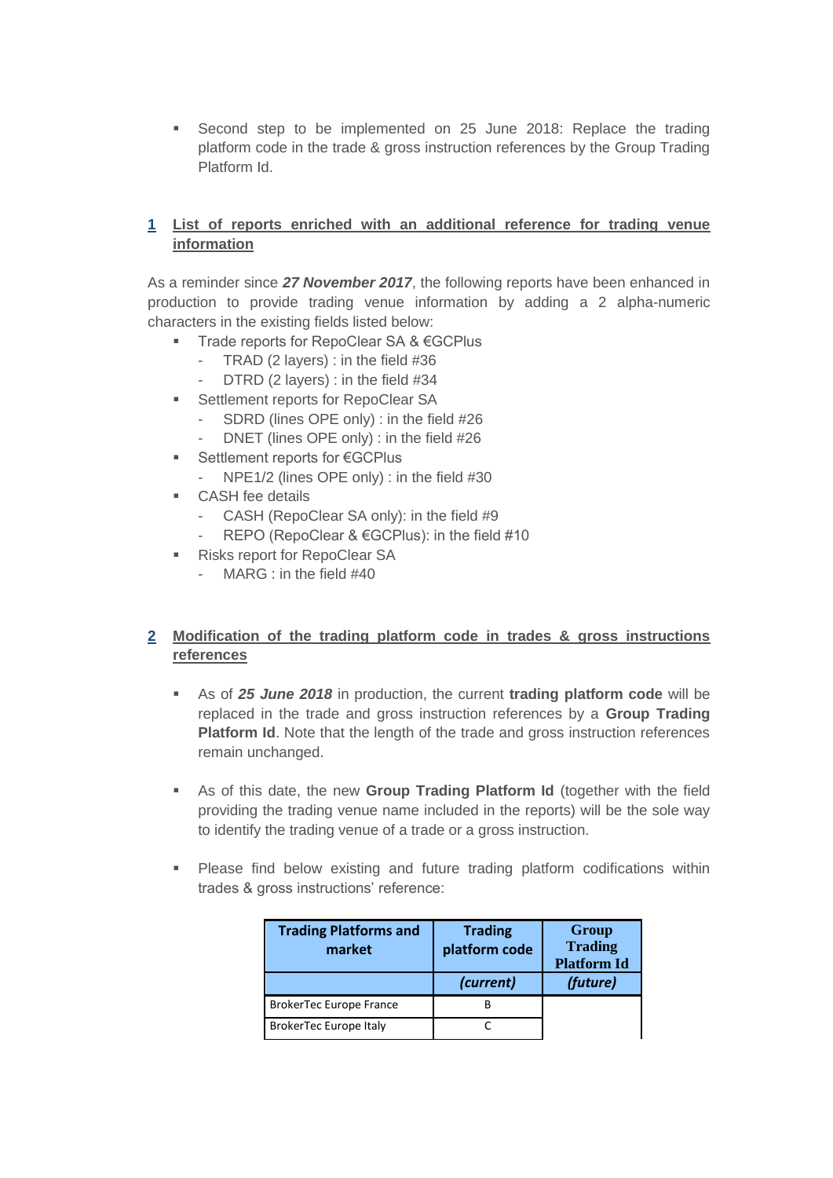- Second step to be implemented on 25 June 2018: Replace the trading platform code in the trade & gross instruction references by the Group Trading Platform Id.

## 1 List of reports enriched with an additional reference for trading venue information

As a reminder since ***27 November 2017***, the following reports have been enhanced in production to provide trading venue information by adding a 2 alpha-numeric characters in the existing fields listed below:

- Trade reports for RepoClear SA & €GCPlus
  - TRAD (2 layers) : in the field #36
  - DTRD (2 layers) : in the field #34
- Settlement reports for RepoClear SA
  - SDRD (lines OPE only) : in the field #26
  - DNET (lines OPE only) : in the field #26
- Settlement reports for €GCPlus
  - NPE1/2 (lines OPE only) : in the field #30
- CASH fee details
  - CASH (RepoClear SA only): in the field #9
  - REPO (RepoClear & €GCPlus): in the field #10
- Risks report for RepoClear SA
  - MARG : in the field #40

## 2 Modification of the trading platform code in trades & gross instructions references

- As of ***25 June 2018*** in production, the current **trading platform code** will be replaced in the trade and gross instruction references by a **Group Trading Platform Id**. Note that the length of the trade and gross instruction references remain unchanged.

- As of this date, the new **Group Trading Platform Id** (together with the field providing the trading venue name included in the reports) will be the sole way to identify the trading venue of a trade or a gross instruction.

- Please find below existing and future trading platform codifications within trades & gross instructions' reference:

| Trading Platforms and market | Trading platform code | Group Trading Platform Id |
|---|---|---|
| | *(current)* | *(future)* |
| BrokerTec Europe France | B | |
| BrokerTec Europe Italy | C | |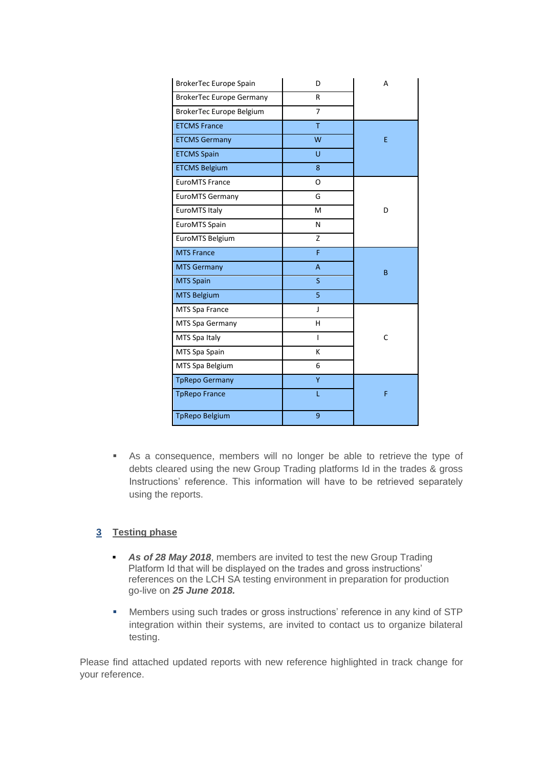| | | |
|---|---|---|
| BrokerTec Europe Spain | D | A |
| BrokerTec Europe Germany | R | |
| BrokerTec Europe Belgium | 7 | |
| ETCMS France | T | E |
| ETCMS Germany | W | |
| ETCMS Spain | U | |
| ETCMS Belgium | 8 | |
| EuroMTS France | O | D |
| EuroMTS Germany | G | |
| EuroMTS Italy | M | |
| EuroMTS Spain | N | |
| EuroMTS Belgium | Z | |
| MTS France | F | B |
| MTS Germany | A | |
| MTS Spain | S | |
| MTS Belgium | 5 | |
| MTS Spa France | J | C |
| MTS Spa Germany | H | |
| MTS Spa Italy | I | |
| MTS Spa Spain | K | |
| MTS Spa Belgium | 6 | |
| TpRepo Germany | Y | F |
| TpRepo France | L | |
| TpRepo Belgium | 9 | |

- As a consequence, members will no longer be able to retrieve the type of debts cleared using the new Group Trading platforms Id in the trades & gross Instructions' reference. This information will have to be retrieved separately using the reports.

## 3 Testing phase

- ***As of 28 May 2018***, members are invited to test the new Group Trading Platform Id that will be displayed on the trades and gross instructions' references on the LCH SA testing environment in preparation for production go-live on ***25 June 2018.***
- Members using such trades or gross instructions' reference in any kind of STP integration within their systems, are invited to contact us to organize bilateral testing.

Please find attached updated reports with new reference highlighted in track change for your reference.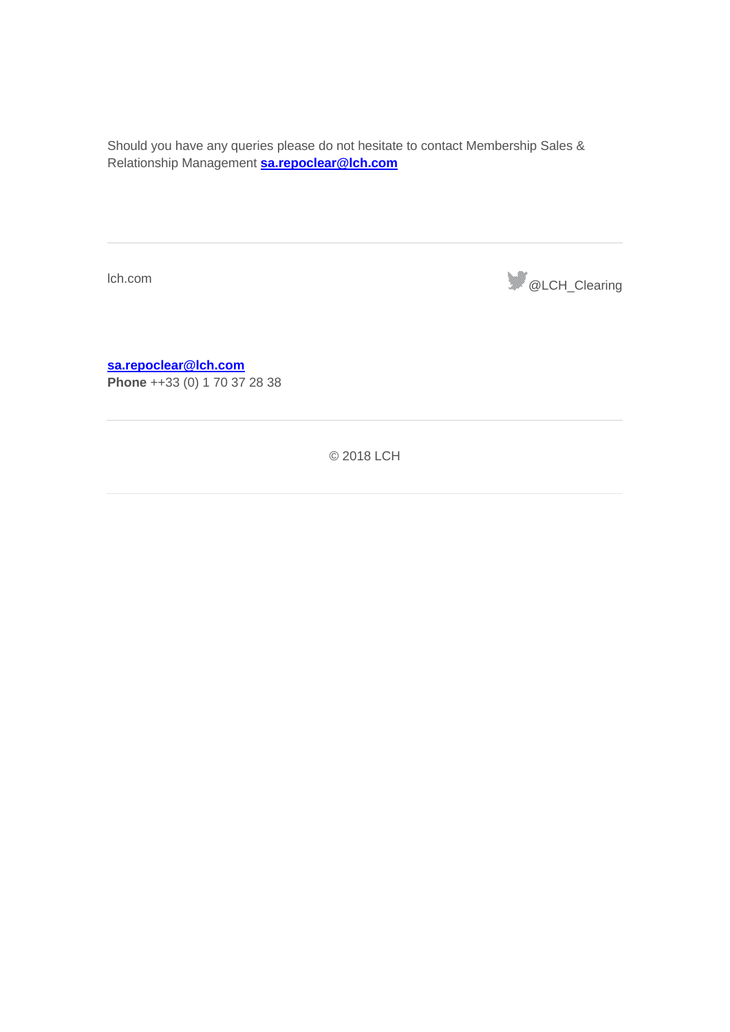Should you have any queries please do not hesitate to contact Membership Sales & Relationship Management **sa.repoclear@lch.com**

---

lch.com

@LCH_Clearing

**sa.repoclear@lch.com**
**Phone** ++33 (0) 1 70 37 28 38

---

© 2018 LCH